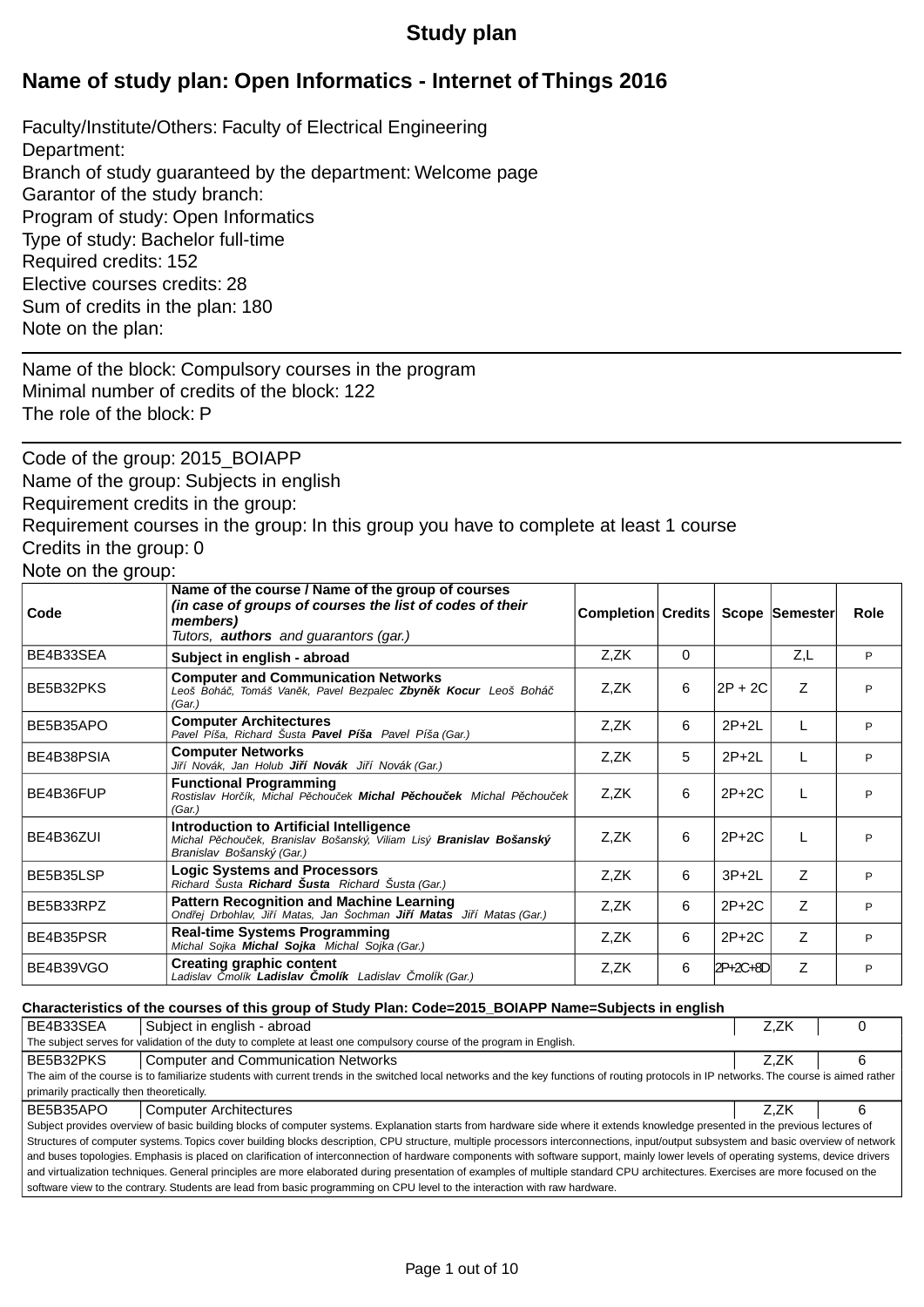# Study plan

## Name of study plan: Open Informatics - Internet of Things 2016

Faculty/Institute/Others: Faculty of Electrical Engineering
Department:
Branch of study guaranteed by the department: Welcome page
Garantor of the study branch:
Program of study: Open Informatics
Type of study: Bachelor full-time
Required credits: 152
Elective courses credits: 28
Sum of credits in the plan: 180
Note on the plan:

---

Name of the block: Compulsory courses in the program
Minimal number of credits of the block: 122
The role of the block: P

---

Code of the group: 2015_BOIAPP
Name of the group: Subjects in english
Requirement credits in the group:
Requirement courses in the group: In this group you have to complete at least 1 course
Credits in the group: 0
Note on the group:

| Code | Name of the course / Name of the group of courses *(in case of groups of courses the list of codes of their members)* Tutors, **authors** and guarantors (gar.) | Completion | Credits | Scope | Semester | Role |
|---|---|---|---|---|---|---|
| BE4B33SEA | **Subject in english - abroad** | Z,ZK | 0 | | Z,L | P |
| BE5B32PKS | **Computer and Communication Networks** *Leoš Boháč, Tomáš Vaněk, Pavel Bezpalec **Zbyněk Kocur** Leoš Boháč (Gar.)* | Z,ZK | 6 | 2P + 2C | Z | P |
| BE5B35APO | **Computer Architectures** *Pavel Píša, Richard Šusta **Pavel Píša** Pavel Píša (Gar.)* | Z,ZK | 6 | 2P+2L | L | P |
| BE4B38PSIA | **Computer Networks** *Jiří Novák, Jan Holub **Jiří Novák** Jiří Novák (Gar.)* | Z,ZK | 5 | 2P+2L | L | P |
| BE4B36FUP | **Functional Programming** *Rostislav Horčík, Michal Pěchouček **Michal Pěchouček** Michal Pěchouček (Gar.)* | Z,ZK | 6 | 2P+2C | L | P |
| BE4B36ZUI | **Introduction to Artificial Intelligence** *Michal Pěchouček, Branislav Bošanský, Viliam Lisý **Branislav Bošanský** Branislav Bošanský (Gar.)* | Z,ZK | 6 | 2P+2C | L | P |
| BE5B35LSP | **Logic Systems and Processors** *Richard Šusta **Richard Šusta** Richard Šusta (Gar.)* | Z,ZK | 6 | 3P+2L | Z | P |
| BE5B33RPZ | **Pattern Recognition and Machine Learning** *Ondřej Drbohlav, Jiří Matas, Jan Šochman **Jiří Matas** Jiří Matas (Gar.)* | Z,ZK | 6 | 2P+2C | Z | P |
| BE4B35PSR | **Real-time Systems Programming** *Michal Sojka **Michal Sojka** Michal Sojka (Gar.)* | Z,ZK | 6 | 2P+2C | Z | P |
| BE4B39VGO | **Creating graphic content** *Ladislav Čmolík **Ladislav Čmolík** Ladislav Čmolík (Gar.)* | Z,ZK | 6 | 2P+2C+8D | Z | P |

**Characteristics of the courses of this group of Study Plan: Code=2015_BOIAPP Name=Subjects in english**

| BE4B33SEA | Subject in english - abroad | Z,ZK | 0 |
|---|---|---|---|

The subject serves for validation of the duty to complete at least one compulsory course of the program in English.

| BE5B32PKS | Computer and Communication Networks | Z,ZK | 6 |
|---|---|---|---|

The aim of the course is to familiarize students with current trends in the switched local networks and the key functions of routing protocols in IP networks. The course is aimed rather primarily practically then theoretically.

| BE5B35APO | Computer Architectures | Z,ZK | 6 |
|---|---|---|---|

Subject provides overview of basic building blocks of computer systems. Explanation starts from hardware side where it extends knowledge presented in the previous lectures of Structures of computer systems. Topics cover building blocks description, CPU structure, multiple processors interconnections, input/output subsystem and basic overview of network and buses topologies. Emphasis is placed on clarification of interconnection of hardware components with software support, mainly lower levels of operating systems, device drivers and virtualization techniques. General principles are more elaborated during presentation of examples of multiple standard CPU architectures. Exercises are more focused on the software view to the contrary. Students are lead from basic programming on CPU level to the interaction with raw hardware.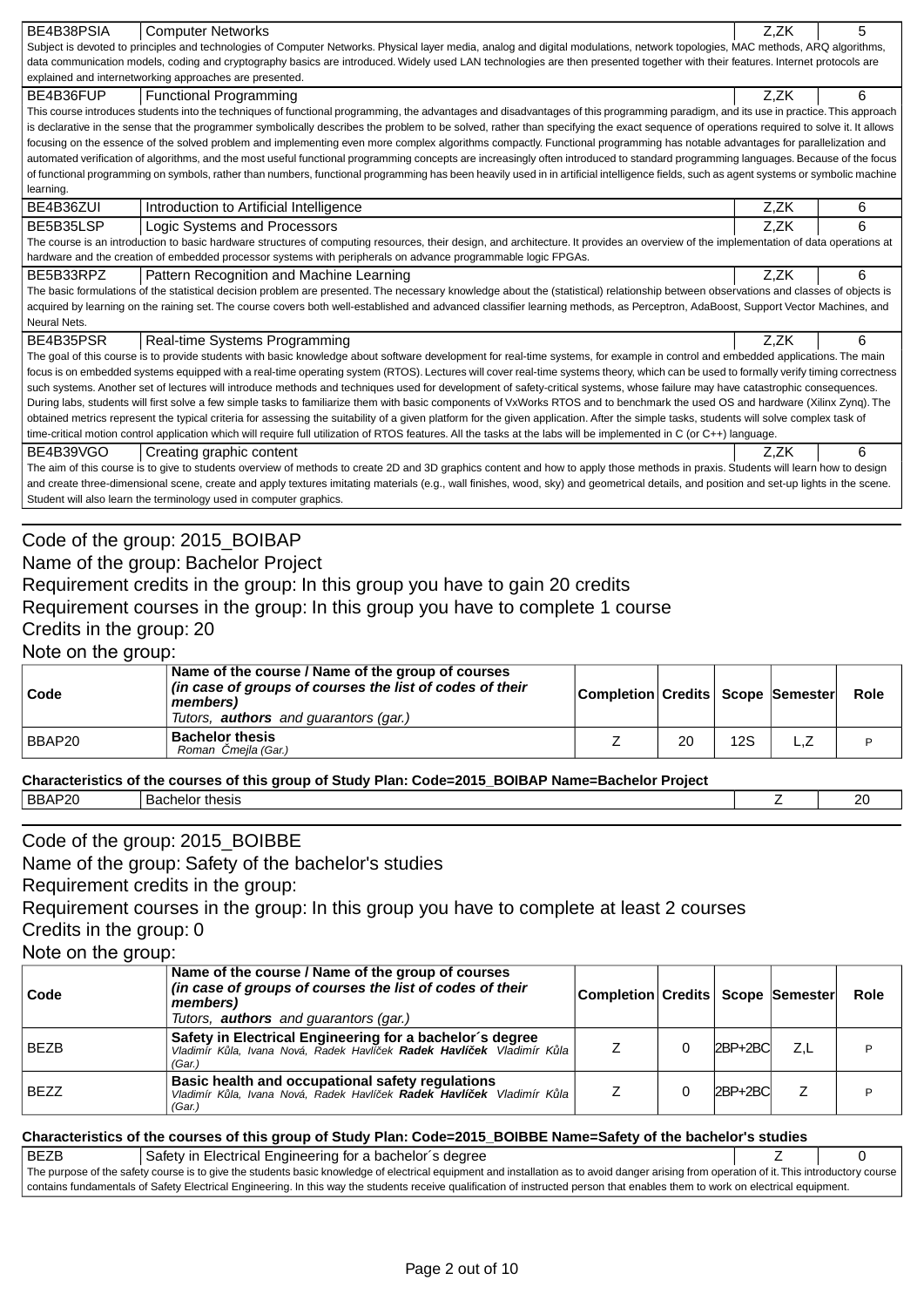| | | | |
|---|---|---|---|
| BE4B38PSIA | Computer Networks | Z,ZK | 5 |

Subject is devoted to principles and technologies of Computer Networks. Physical layer media, analog and digital modulations, network topologies, MAC methods, ARQ algorithms, data communication models, coding and cryptography basics are introduced. Widely used LAN technologies are then presented together with their features. Internet protocols are explained and internetworking approaches are presented.

| | | | |
|---|---|---|---|
| BE4B36FUP | Functional Programming | Z,ZK | 6 |

This course introduces students into the techniques of functional programming, the advantages and disadvantages of this programming paradigm, and its use in practice. This approach is declarative in the sense that the programmer symbolically describes the problem to be solved, rather than specifying the exact sequence of operations required to solve it. It allows focusing on the essence of the solved problem and implementing even more complex algorithms compactly. Functional programming has notable advantages for parallelization and automated verification of algorithms, and the most useful functional programming concepts are increasingly often introduced to standard programming languages. Because of the focus of functional programming on symbols, rather than numbers, functional programming has been heavily used in in artificial intelligence fields, such as agent systems or symbolic machine learning.

| | | | |
|---|---|---|---|
| BE4B36ZUI | Introduction to Artificial Intelligence | Z,ZK | 6 |
| BE5B35LSP | Logic Systems and Processors | Z,ZK | 6 |

The course is an introduction to basic hardware structures of computing resources, their design, and architecture. It provides an overview of the implementation of data operations at hardware and the creation of embedded processor systems with peripherals on advance programmable logic FPGAs.

| | | | |
|---|---|---|---|
| BE5B33RPZ | Pattern Recognition and Machine Learning | Z,ZK | 6 |

The basic formulations of the statistical decision problem are presented. The necessary knowledge about the (statistical) relationship between observations and classes of objects is acquired by learning on the raining set. The course covers both well-established and advanced classifier learning methods, as Perceptron, AdaBoost, Support Vector Machines, and Neural Nets.

| | | | |
|---|---|---|---|
| BE4B35PSR | Real-time Systems Programming | Z,ZK | 6 |

The goal of this course is to provide students with basic knowledge about software development for real-time systems, for example in control and embedded applications. The main focus is on embedded systems equipped with a real-time operating system (RTOS). Lectures will cover real-time systems theory, which can be used to formally verify timing correctness such systems. Another set of lectures will introduce methods and techniques used for development of safety-critical systems, whose failure may have catastrophic consequences. During labs, students will first solve a few simple tasks to familiarize them with basic components of VxWorks RTOS and to benchmark the used OS and hardware (Xilinx Zynq). The obtained metrics represent the typical criteria for assessing the suitability of a given platform for the given application. After the simple tasks, students will solve complex task of time-critical motion control application which will require full utilization of RTOS features. All the tasks at the labs will be implemented in C (or C++) language.

| | | | |
|---|---|---|---|
| BE4B39VGO | Creating graphic content | Z,ZK | 6 |

The aim of this course is to give to students overview of methods to create 2D and 3D graphics content and how to apply those methods in praxis. Students will learn how to design and create three-dimensional scene, create and apply textures imitating materials (e.g., wall finishes, wood, sky) and geometrical details, and position and set-up lights in the scene. Student will also learn the terminology used in computer graphics.

Code of the group: 2015_BOIBAP
Name of the group: Bachelor Project
Requirement credits in the group: In this group you have to gain 20 credits
Requirement courses in the group: In this group you have to complete 1 course
Credits in the group: 20
Note on the group:

| Code | Name of the course / Name of the group of courses *(in case of groups of courses the list of codes of their members)* *Tutors,* ***authors*** *and guarantors (gar.)* | Completion | Credits | Scope | Semester | Role |
|---|---|---|---|---|---|---|
| BBAP20 | **Bachelor thesis** *Roman Čmejla (Gar.)* | Z | 20 | 12S | L,Z | P |

**Characteristics of the courses of this group of Study Plan: Code=2015_BOIBAP Name=Bachelor Project**

| | | | |
|---|---|---|---|
| BBAP20 | Bachelor thesis | Z | 20 |

Code of the group: 2015_BOIBBE
Name of the group: Safety of the bachelor's studies
Requirement credits in the group:
Requirement courses in the group: In this group you have to complete at least 2 courses
Credits in the group: 0
Note on the group:

| Code | Name of the course / Name of the group of courses *(in case of groups of courses the list of codes of their members)* *Tutors,* ***authors*** *and guarantors (gar.)* | Completion | Credits | Scope | Semester | Role |
|---|---|---|---|---|---|---|
| BEZB | **Safety in Electrical Engineering for a bachelor´s degree** *Vladimír Kůla, Ivana Nová, Radek Havlíček* ***Radek Havlíček*** *Vladimír Kůla (Gar.)* | Z | 0 | 2BP+2BC | Z,L | P |
| BEZZ | **Basic health and occupational safety regulations** *Vladimír Kůla, Ivana Nová, Radek Havlíček* ***Radek Havlíček*** *Vladimír Kůla (Gar.)* | Z | 0 | 2BP+2BC | Z | P |

**Characteristics of the courses of this group of Study Plan: Code=2015_BOIBBE Name=Safety of the bachelor's studies**

| | | | |
|---|---|---|---|
| BEZB | Safety in Electrical Engineering for a bachelor´s degree | Z | 0 |

The purpose of the safety course is to give the students basic knowledge of electrical equipment and installation as to avoid danger arising from operation of it. This introductory course contains fundamentals of Safety Electrical Engineering. In this way the students receive qualification of instructed person that enables them to work on electrical equipment.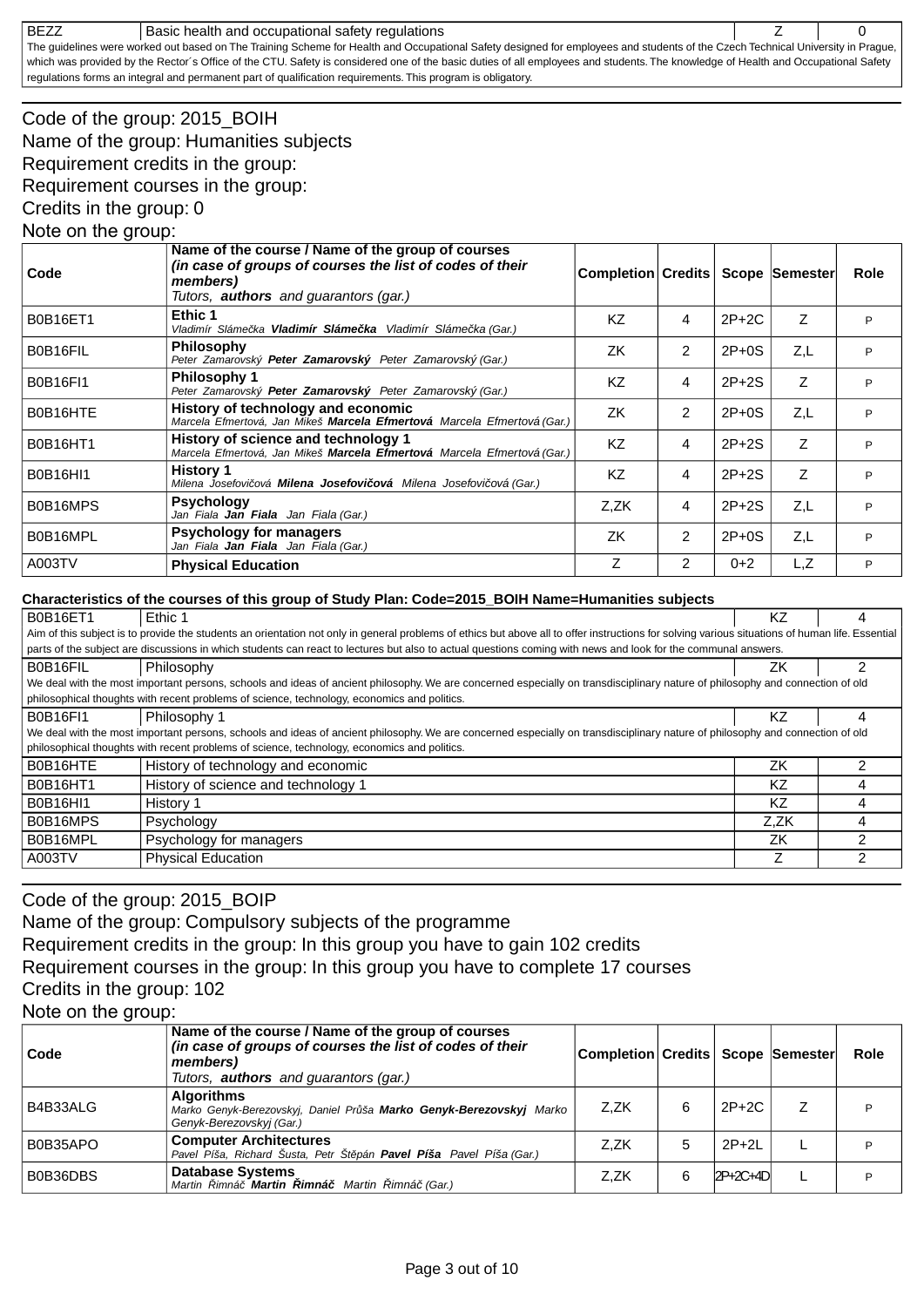| BEZZ | Basic health and occupational safety regulations | Z | 0 |
|---|---|---|---|
| The guidelines were worked out based on The Training Scheme for Health and Occupational Safety designed for employees and students of the Czech Technical University in Prague, which was provided by the Rector´s Office of the CTU. Safety is considered one of the basic duties of all employees and students. The knowledge of Health and Occupational Safety regulations forms an integral and permanent part of qualification requirements. This program is obligatory. | | | |

Code of the group: 2015_BOIH
Name of the group: Humanities subjects
Requirement credits in the group:
Requirement courses in the group:
Credits in the group: 0
Note on the group:

| Code | Name of the course / Name of the group of courses *(in case of groups of courses the list of codes of their members)* Tutors, **authors** and guarantors (gar.) | Completion | Credits | Scope | Semester | Role |
|---|---|---|---|---|---|---|
| B0B16ET1 | **Ethic 1** *Vladimír Slámečka **Vladimír Slámečka** Vladimír Slámečka (Gar.)* | KZ | 4 | 2P+2C | Z | P |
| B0B16FIL | **Philosophy** *Peter Zamarovský **Peter Zamarovský** Peter Zamarovský (Gar.)* | ZK | 2 | 2P+0S | Z,L | P |
| B0B16FI1 | **Philosophy 1** *Peter Zamarovský **Peter Zamarovský** Peter Zamarovský (Gar.)* | KZ | 4 | 2P+2S | Z | P |
| B0B16HTE | **History of technology and economic** *Marcela Efmertová, Jan Mikeš **Marcela Efmertová** Marcela Efmertová (Gar.)* | ZK | 2 | 2P+0S | Z,L | P |
| B0B16HT1 | **History of science and technology 1** *Marcela Efmertová, Jan Mikeš **Marcela Efmertová** Marcela Efmertová (Gar.)* | KZ | 4 | 2P+2S | Z | P |
| B0B16HI1 | **History 1** *Milena Josefovičová **Milena Josefovičová** Milena Josefovičová (Gar.)* | KZ | 4 | 2P+2S | Z | P |
| B0B16MPS | **Psychology** *Jan Fiala **Jan Fiala** Jan Fiala (Gar.)* | Z,ZK | 4 | 2P+2S | Z,L | P |
| B0B16MPL | **Psychology for managers** *Jan Fiala **Jan Fiala** Jan Fiala (Gar.)* | ZK | 2 | 2P+0S | Z,L | P |
| A003TV | **Physical Education** | Z | 2 | 0+2 | L,Z | P |

**Characteristics of the courses of this group of Study Plan: Code=2015_BOIH Name=Humanities subjects**

| B0B16ET1 | Ethic 1 | KZ | 4 |
|---|---|---|---|
| Aim of this subject is to provide the students an orientation not only in general problems of ethics but above all to offer instructions for solving various situations of human life. Essential parts of the subject are discussions in which students can react to lectures but also to actual questions coming with news and look for the communal answers. | | | |
| B0B16FIL | Philosophy | ZK | 2 |
| We deal with the most important persons, schools and ideas of ancient philosophy. We are concerned especially on transdisciplinary nature of philosophy and connection of old philosophical thoughts with recent problems of science, technology, economics and politics. | | | |
| B0B16FI1 | Philosophy 1 | KZ | 4 |
| We deal with the most important persons, schools and ideas of ancient philosophy. We are concerned especially on transdisciplinary nature of philosophy and connection of old philosophical thoughts with recent problems of science, technology, economics and politics. | | | |
| B0B16HTE | History of technology and economic | ZK | 2 |
| B0B16HT1 | History of science and technology 1 | KZ | 4 |
| B0B16HI1 | History 1 | KZ | 4 |
| B0B16MPS | Psychology | Z,ZK | 4 |
| B0B16MPL | Psychology for managers | ZK | 2 |
| A003TV | Physical Education | Z | 2 |

Code of the group: 2015_BOIP
Name of the group: Compulsory subjects of the programme
Requirement credits in the group: In this group you have to gain 102 credits
Requirement courses in the group: In this group you have to complete 17 courses
Credits in the group: 102
Note on the group:

| Code | Name of the course / Name of the group of courses *(in case of groups of courses the list of codes of their members)* Tutors, **authors** and guarantors (gar.) | Completion | Credits | Scope | Semester | Role |
|---|---|---|---|---|---|---|
| B4B33ALG | **Algorithms** *Marko Genyk-Berezovskyj, Daniel Průša **Marko Genyk-Berezovskyj** Marko Genyk-Berezovskyj (Gar.)* | Z,ZK | 6 | 2P+2C | Z | P |
| B0B35APO | **Computer Architectures** *Pavel Píša, Richard Šusta, Petr Štěpán **Pavel Píša** Pavel Píša (Gar.)* | Z,ZK | 5 | 2P+2L | L | P |
| B0B36DBS | **Database Systems** *Martin Řimnáč **Martin Řimnáč** Martin Řimnáč (Gar.)* | Z,ZK | 6 | 2P+2C+4D | L | P |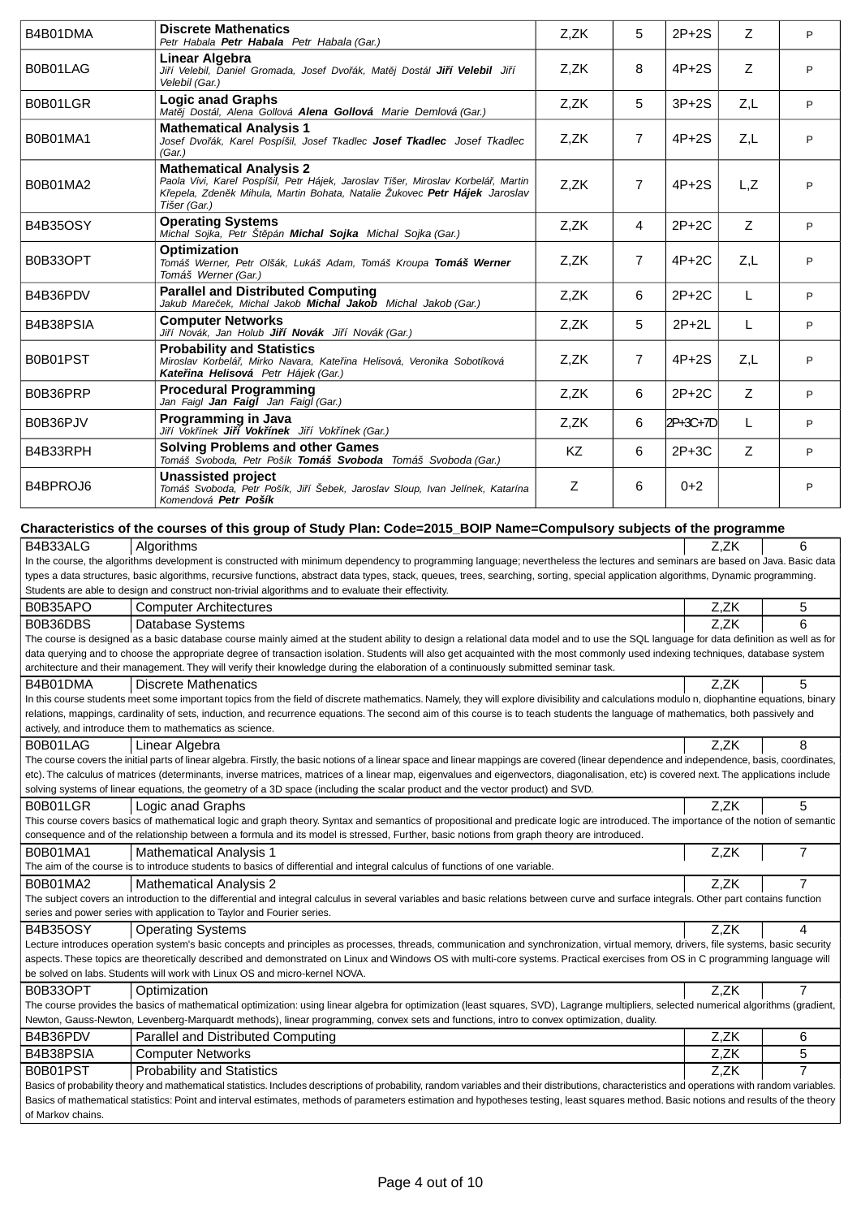| | | | | | | |
|---|---|---|---|---|---|---|
| B4B01DMA | **Discrete Mathematics** <br> *Petr Habala **Petr Habala** Petr Habala (Gar.)* | Z,ZK | 5 | 2P+2S | Z | P |
| B0B01LAG | **Linear Algebra** <br> *Jiří Velebil, Daniel Gromada, Josef Dvořák, Matěj Dostál **Jiří Velebil** Jiří Velebil (Gar.)* | Z,ZK | 8 | 4P+2S | Z | P |
| B0B01LGR | **Logic anad Graphs** <br> *Matěj Dostál, Alena Gollová **Alena Gollová** Marie Demlová (Gar.)* | Z,ZK | 5 | 3P+2S | Z,L | P |
| B0B01MA1 | **Mathematical Analysis 1** <br> *Josef Dvořák, Karel Pospíšil, Josef Tkadlec **Josef Tkadlec** Josef Tkadlec (Gar.)* | Z,ZK | 7 | 4P+2S | Z,L | P |
| B0B01MA2 | **Mathematical Analysis 2** <br> *Paola Vivi, Karel Pospíšil, Petr Hájek, Jaroslav Tišer, Miroslav Korbelář, Martin Křepela, Zdeněk Mihula, Martin Bohata, Natalie Žukovec **Petr Hájek** Jaroslav Tišer (Gar.)* | Z,ZK | 7 | 4P+2S | L,Z | P |
| B4B35OSY | **Operating Systems** <br> *Michal Sojka, Petr Štěpán **Michal Sojka** Michal Sojka (Gar.)* | Z,ZK | 4 | 2P+2C | Z | P |
| B0B33OPT | **Optimization** <br> *Tomáš Werner, Petr Olšák, Lukáš Adam, Tomáš Kroupa **Tomáš Werner** Tomáš Werner (Gar.)* | Z,ZK | 7 | 4P+2C | Z,L | P |
| B4B36PDV | **Parallel and Distributed Computing** <br> *Jakub Mareček, Michal Jakob **Michal Jakob** Michal Jakob (Gar.)* | Z,ZK | 6 | 2P+2C | L | P |
| B4B38PSIA | **Computer Networks** <br> *Jiří Novák, Jan Holub **Jiří Novák** Jiří Novák (Gar.)* | Z,ZK | 5 | 2P+2L | L | P |
| B0B01PST | **Probability and Statistics** <br> *Miroslav Korbelář, Mirko Navara, Kateřina Helisová, Veronika Sobotíková **Kateřina Helisová** Petr Hájek (Gar.)* | Z,ZK | 7 | 4P+2S | Z,L | P |
| B0B36PRP | **Procedural Programming** <br> *Jan Faigl **Jan Faigl** Jan Faigl (Gar.)* | Z,ZK | 6 | 2P+2C | Z | P |
| B0B36PJV | **Programming in Java** <br> *Jiří Vokřínek **Jiří Vokřínek** Jiří Vokřínek (Gar.)* | Z,ZK | 6 | 2P+3C+7D | L | P |
| B4B33RPH | **Solving Problems and other Games** <br> *Tomáš Svoboda, Petr Pošík **Tomáš Svoboda** Tomáš Svoboda (Gar.)* | KZ | 6 | 2P+3C | Z | P |
| B4BPROJ6 | **Unassisted project** <br> *Tomáš Svoboda, Petr Pošík, Jiří Šebek, Jaroslav Sloup, Ivan Jelínek, Katarína Komendová **Petr Pošík*** | Z | 6 | 0+2 | | P |

## Characteristics of the courses of this group of Study Plan: Code=2015_BOIP Name=Compulsory subjects of the programme

| | | | |
|---|---|---|---|
| B4B33ALG | Algorithms | Z,ZK | 6 |

In the course, the algorithms development is constructed with minimum dependency to programming language; nevertheless the lectures and seminars are based on Java. Basic data types a data structures, basic algorithms, recursive functions, abstract data types, stack, queues, trees, searching, sorting, special application algorithms, Dynamic programming. Students are able to design and construct non-trivial algorithms and to evaluate their effectivity.

| | | | |
|---|---|---|---|
| B0B35APO | Computer Architectures | Z,ZK | 5 |
| B0B36DBS | Database Systems | Z,ZK | 6 |

The course is designed as a basic database course mainly aimed at the student ability to design a relational data model and to use the SQL language for data definition as well as for data querying and to choose the appropriate degree of transaction isolation. Students will also get acquainted with the most commonly used indexing techniques, database system architecture and their management. They will verify their knowledge during the elaboration of a continuously submitted seminar task.

| | | | |
|---|---|---|---|
| B4B01DMA | Discrete Mathematics | Z,ZK | 5 |

In this course students meet some important topics from the field of discrete mathematics. Namely, they will explore divisibility and calculations modulo n, diophantine equations, binary relations, mappings, cardinality of sets, induction, and recurrence equations. The second aim of this course is to teach students the language of mathematics, both passively and actively, and introduce them to mathematics as science.

| | | | |
|---|---|---|---|
| B0B01LAG | Linear Algebra | Z,ZK | 8 |

The course covers the initial parts of linear algebra. Firstly, the basic notions of a linear space and linear mappings are covered (linear dependence and independence, basis, coordinates, etc). The calculus of matrices (determinants, inverse matrices, matrices of a linear map, eigenvalues and eigenvectors, diagonalisation, etc) is covered next. The applications include solving systems of linear equations, the geometry of a 3D space (including the scalar product and the vector product) and SVD.

| | | | |
|---|---|---|---|
| B0B01LGR | Logic anad Graphs | Z,ZK | 5 |

This course covers basics of mathematical logic and graph theory. Syntax and semantics of propositional and predicate logic are introduced. The importance of the notion of semantic consequence and of the relationship between a formula and its model is stressed, Further, basic notions from graph theory are introduced.

| | | | |
|---|---|---|---|
| B0B01MA1 | Mathematical Analysis 1 | Z,ZK | 7 |

The aim of the course is to introduce students to basics of differential and integral calculus of functions of one variable.

| | | | |
|---|---|---|---|
| B0B01MA2 | Mathematical Analysis 2 | Z,ZK | 7 |

The subject covers an introduction to the differential and integral calculus in several variables and basic relations between curve and surface integrals. Other part contains function series and power series with application to Taylor and Fourier series.

| | | | |
|---|---|---|---|
| B4B35OSY | Operating Systems | Z,ZK | 4 |

Lecture introduces operation system's basic concepts and principles as processes, threads, communication and synchronization, virtual memory, drivers, file systems, basic security aspects. These topics are theoretically described and demonstrated on Linux and Windows OS with multi-core systems. Practical exercises from OS in C programming language will be solved on labs. Students will work with Linux OS and micro-kernel NOVA.

| | | | |
|---|---|---|---|
| B0B33OPT | Optimization | Z,ZK | 7 |

The course provides the basics of mathematical optimization: using linear algebra for optimization (least squares, SVD), Lagrange multipliers, selected numerical algorithms (gradient, Newton, Gauss-Newton, Levenberg-Marquardt methods), linear programming, convex sets and functions, intro to convex optimization, duality.

| | | | |
|---|---|---|---|
| B4B36PDV | Parallel and Distributed Computing | Z,ZK | 6 |
| B4B38PSIA | Computer Networks | Z,ZK | 5 |
| B0B01PST | Probability and Statistics | Z,ZK | 7 |

Basics of probability theory and mathematical statistics. Includes descriptions of probability, random variables and their distributions, characteristics and operations with random variables. Basics of mathematical statistics: Point and interval estimates, methods of parameters estimation and hypotheses testing, least squares method. Basic notions and results of the theory of Markov chains.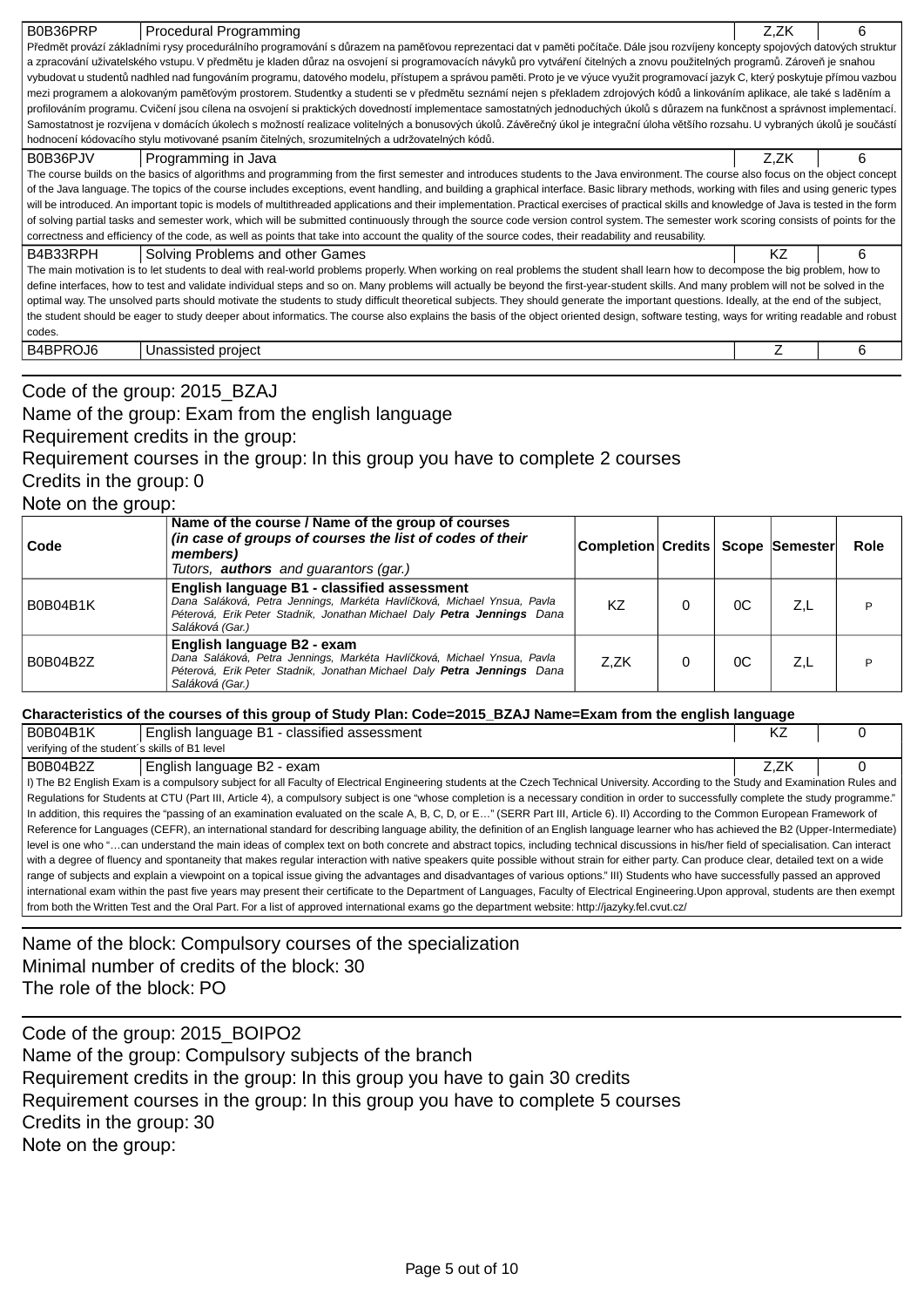| B0B36PRP | Procedural Programming | Z,ZK | 6 |
|---|---|---|---|
| Předmět provází základními rysy procedurálního programování s důrazem na paměťovou reprezentaci dat v paměti počítače. Dále jsou rozvíjeny koncepty spojových datových struktur a zpracování uživatelského vstupu. V předmětu je kladen důraz na osvojení si programovacích návyků pro vytváření čitelných a znovu použitelných programů. Zároveň je snahou vybudovat u studentů nadhled nad fungováním programu, datového modelu, přístupem a správou paměti. Proto je ve výuce využit programovací jazyk C, který poskytuje přímou vazbou mezi programem a alokovaným paměťovým prostorem. Studentky a studenti se v předmětu seznámí nejen s překladem zdrojových kódů a linkováním aplikace, ale také s laděním a profilováním programu. Cvičení jsou cílena na osvojení si praktických dovedností implementace samostatných jednoduchých úkolů s důrazem na funkčnost a správnost implementací. Samostatnost je rozvíjena v domácích úkolech s možností realizace volitelných a bonusových úkolů. Závěrečný úkol je integrační úloha většího rozsahu. U vybraných úkolů je součástí hodnocení kódovacího stylu motivované psaním čitelných, srozumitelných a udržovatelných kódů. | | | |
| B0B36PJV | Programming in Java | Z,ZK | 6 |
| The course builds on the basics of algorithms and programming from the first semester and introduces students to the Java environment. The course also focus on the object concept of the Java language. The topics of the course includes exceptions, event handling, and building a graphical interface. Basic library methods, working with files and using generic types will be introduced. An important topic is models of multithreaded applications and their implementation. Practical exercises of practical skills and knowledge of Java is tested in the form of solving partial tasks and semester work, which will be submitted continuously through the source code version control system. The semester work scoring consists of points for the correctness and efficiency of the code, as well as points that take into account the quality of the source codes, their readability and reusability. | | | |
| B4B33RPH | Solving Problems and other Games | KZ | 6 |
| The main motivation is to let students to deal with real-world problems properly. When working on real problems the student shall learn how to decompose the big problem, how to define interfaces, how to test and validate individual steps and so on. Many problems will actually be beyond the first-year-student skills. And many problem will not be solved in the optimal way. The unsolved parts should motivate the students to study difficult theoretical subjects. They should generate the important questions. Ideally, at the end of the subject, the student should be eager to study deeper about informatics. The course also explains the basis of the object oriented design, software testing, ways for writing readable and robust codes. | | | |
| B4BPROJ6 | Unassisted project | Z | 6 |

Code of the group: 2015_BZAJ
Name of the group: Exam from the english language
Requirement credits in the group:
Requirement courses in the group: In this group you have to complete 2 courses
Credits in the group: 0
Note on the group:

| Code | Name of the course / Name of the group of courses *(in case of groups of courses the list of codes of their members)* Tutors, ***authors*** and guarantors (gar.) | Completion | Credits | Scope | Semester | Role |
|---|---|---|---|---|---|---|
| B0B04B1K | **English language B1 - classified assessment** *Dana Saláková, Petra Jennings, Markéta Havlíčková, Michael Ynsua, Pavla Péterová, Erik Peter Stadnik, Jonathan Michael Daly **Petra Jennings** Dana Saláková (Gar.)* | KZ | 0 | 0C | Z,L | P |
| B0B04B2Z | **English language B2 - exam** *Dana Saláková, Petra Jennings, Markéta Havlíčková, Michael Ynsua, Pavla Péterová, Erik Peter Stadnik, Jonathan Michael Daly **Petra Jennings** Dana Saláková (Gar.)* | Z,ZK | 0 | 0C | Z,L | P |

**Characteristics of the courses of this group of Study Plan: Code=2015_BZAJ Name=Exam from the english language**

| B0B04B1K | English language B1 - classified assessment | KZ | 0 |
|---|---|---|---|
| verifying of the student´s skills of B1 level | | | |
| B0B04B2Z | English language B2 - exam | Z,ZK | 0 |
| I) The B2 English Exam is a compulsory subject for all Faculty of Electrical Engineering students at the Czech Technical University. According to the Study and Examination Rules and Regulations for Students at CTU (Part III, Article 4), a compulsory subject is one "whose completion is a necessary condition in order to successfully complete the study programme." In addition, this requires the "passing of an examination evaluated on the scale A, B, C, D, or E…" (SERR Part III, Article 6). II) According to the Common European Framework of Reference for Languages (CEFR), an international standard for describing language ability, the definition of an English language learner who has achieved the B2 (Upper-Intermediate) level is one who "…can understand the main ideas of complex text on both concrete and abstract topics, including technical discussions in his/her field of specialisation. Can interact with a degree of fluency and spontaneity that makes regular interaction with native speakers quite possible without strain for either party. Can produce clear, detailed text on a wide range of subjects and explain a viewpoint on a topical issue giving the advantages and disadvantages of various options." III) Students who have successfully passed an approved international exam within the past five years may present their certificate to the Department of Languages, Faculty of Electrical Engineering.Upon approval, students are then exempt from both the Written Test and the Oral Part. For a list of approved international exams go the department website: http://jazyky.fel.cvut.cz/ | | | |

Name of the block: Compulsory courses of the specialization
Minimal number of credits of the block: 30
The role of the block: PO

Code of the group: 2015_BOIPO2
Name of the group: Compulsory subjects of the branch
Requirement credits in the group: In this group you have to gain 30 credits
Requirement courses in the group: In this group you have to complete 5 courses
Credits in the group: 30
Note on the group: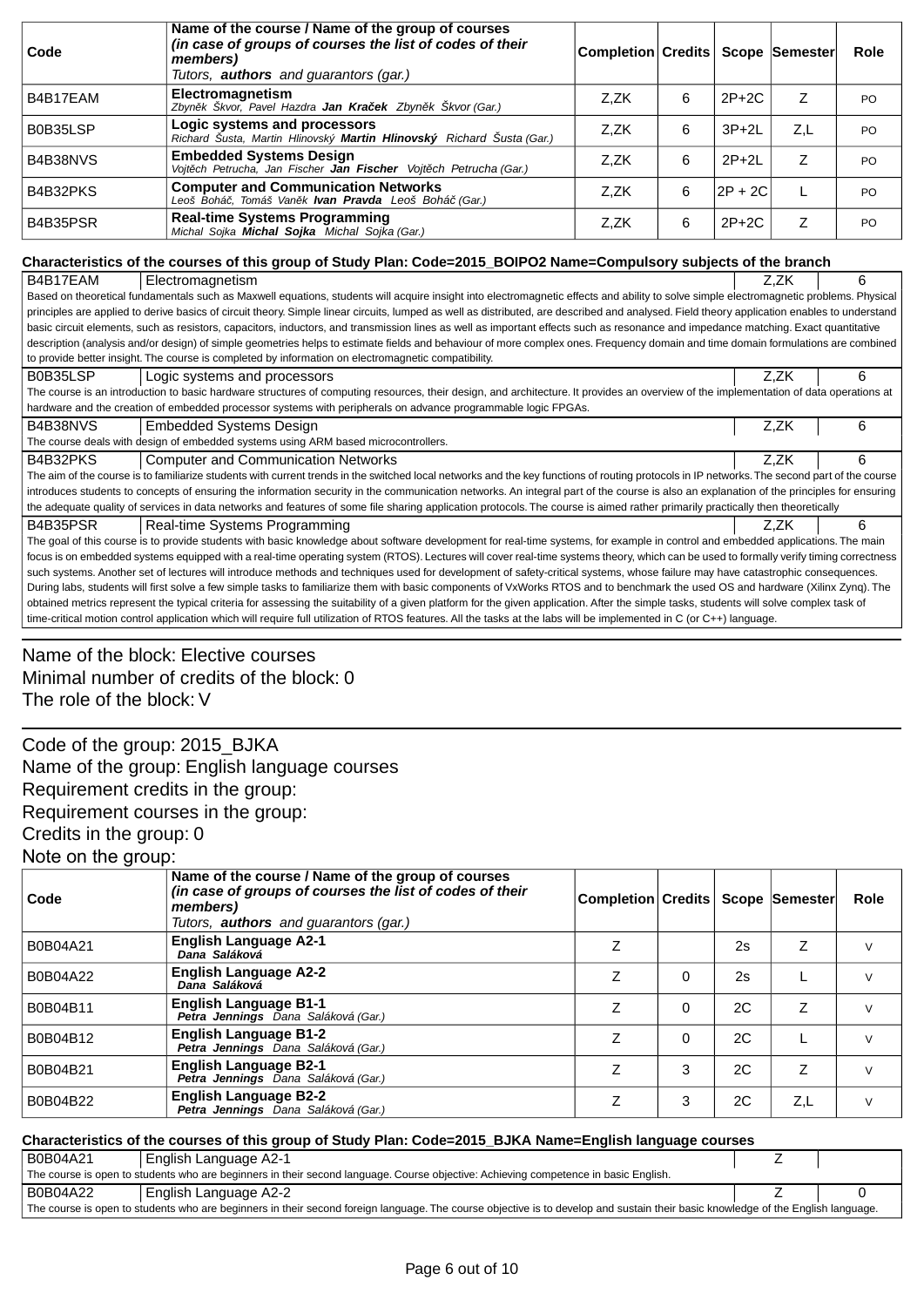| Code | Name of the course / Name of the group of courses *(in case of groups of courses the list of codes of their members)* Tutors, **authors** and guarantors (gar.) | Completion | Credits | Scope | Semester | Role |
|---|---|---|---|---|---|---|
| B4B17EAM | **Electromagnetism** *Zbyněk Škvor, Pavel Hazdra* ***Jan Kraček*** *Zbyněk Škvor (Gar.)* | Z,ZK | 6 | 2P+2C | Z | PO |
| B0B35LSP | **Logic systems and processors** *Richard Šusta, Martin Hlinovský* ***Martin Hlinovský*** *Richard Šusta (Gar.)* | Z,ZK | 6 | 3P+2L | Z,L | PO |
| B4B38NVS | **Embedded Systems Design** *Vojtěch Petrucha, Jan Fischer* ***Jan Fischer*** *Vojtěch Petrucha (Gar.)* | Z,ZK | 6 | 2P+2L | Z | PO |
| B4B32PKS | **Computer and Communication Networks** *Leoš Boháč, Tomáš Vaněk* ***Ivan Pravda*** *Leoš Boháč (Gar.)* | Z,ZK | 6 | 2P + 2C | L | PO |
| B4B35PSR | **Real-time Systems Programming** *Michal Sojka* ***Michal Sojka*** *Michal Sojka (Gar.)* | Z,ZK | 6 | 2P+2C | Z | PO |

**Characteristics of the courses of this group of Study Plan: Code=2015_BOIPO2 Name=Compulsory subjects of the branch**

| B4B17EAM | Electromagnetism | Z,ZK | 6 |
|---|---|---|---|

Based on theoretical fundamentals such as Maxwell equations, students will acquire insight into electromagnetic effects and ability to solve simple electromagnetic problems. Physical principles are applied to derive basics of circuit theory. Simple linear circuits, lumped as well as distributed, are described and analysed. Field theory application enables to understand basic circuit elements, such as resistors, capacitors, inductors, and transmission lines as well as important effects such as resonance and impedance matching. Exact quantitative description (analysis and/or design) of simple geometries helps to estimate fields and behaviour of more complex ones. Frequency domain and time domain formulations are combined to provide better insight. The course is completed by information on electromagnetic compatibility.

| B0B35LSP | Logic systems and processors | Z,ZK | 6 |
|---|---|---|---|

The course is an introduction to basic hardware structures of computing resources, their design, and architecture. It provides an overview of the implementation of data operations at hardware and the creation of embedded processor systems with peripherals on advance programmable logic FPGAs.

| B4B38NVS | Embedded Systems Design | Z,ZK | 6 |
|---|---|---|---|

The course deals with design of embedded systems using ARM based microcontrollers.

| B4B32PKS | Computer and Communication Networks | Z,ZK | 6 |
|---|---|---|---|

The aim of the course is to familiarize students with current trends in the switched local networks and the key functions of routing protocols in IP networks. The second part of the course introduces students to concepts of ensuring the information security in the communication networks. An integral part of the course is also an explanation of the principles for ensuring the adequate quality of services in data networks and features of some file sharing application protocols. The course is aimed rather primarily practically then theoretically

| B4B35PSR | Real-time Systems Programming | Z,ZK | 6 |
|---|---|---|---|

The goal of this course is to provide students with basic knowledge about software development for real-time systems, for example in control and embedded applications. The main focus is on embedded systems equipped with a real-time operating system (RTOS). Lectures will cover real-time systems theory, which can be used to formally verify timing correctness such systems. Another set of lectures will introduce methods and techniques used for development of safety-critical systems, whose failure may have catastrophic consequences. During labs, students will first solve a few simple tasks to familiarize them with basic components of VxWorks RTOS and to benchmark the used OS and hardware (Xilinx Zynq). The obtained metrics represent the typical criteria for assessing the suitability of a given platform for the given application. After the simple tasks, students will solve complex task of time-critical motion control application which will require full utilization of RTOS features. All the tasks at the labs will be implemented in C (or C++) language.

---

Name of the block: Elective courses
Minimal number of credits of the block: 0
The role of the block: V

---

Code of the group: 2015_BJKA
Name of the group: English language courses
Requirement credits in the group:
Requirement courses in the group:
Credits in the group: 0
Note on the group:

| Code | Name of the course / Name of the group of courses *(in case of groups of courses the list of codes of their members)* Tutors, **authors** and guarantors (gar.) | Completion | Credits | Scope | Semester | Role |
|---|---|---|---|---|---|---|
| B0B04A21 | **English Language A2-1** ***Dana Saláková*** | Z | | 2s | Z | V |
| B0B04A22 | **English Language A2-2** ***Dana Saláková*** | Z | 0 | 2s | L | V |
| B0B04B11 | **English Language B1-1** ***Petra Jennings*** *Dana Saláková (Gar.)* | Z | 0 | 2C | Z | V |
| B0B04B12 | **English Language B1-2** ***Petra Jennings*** *Dana Saláková (Gar.)* | Z | 0 | 2C | L | V |
| B0B04B21 | **English Language B2-1** ***Petra Jennings*** *Dana Saláková (Gar.)* | Z | 3 | 2C | Z | V |
| B0B04B22 | **English Language B2-2** ***Petra Jennings*** *Dana Saláková (Gar.)* | Z | 3 | 2C | Z,L | V |

**Characteristics of the courses of this group of Study Plan: Code=2015_BJKA Name=English language courses**

| B0B04A21 | English Language A2-1 | Z | |
|---|---|---|---|

The course is open to students who are beginners in their second language. Course objective: Achieving competence in basic English.

| B0B04A22 | English Language A2-2 | Z | 0 |
|---|---|---|---|

The course is open to students who are beginners in their second foreign language. The course objective is to develop and sustain their basic knowledge of the English language.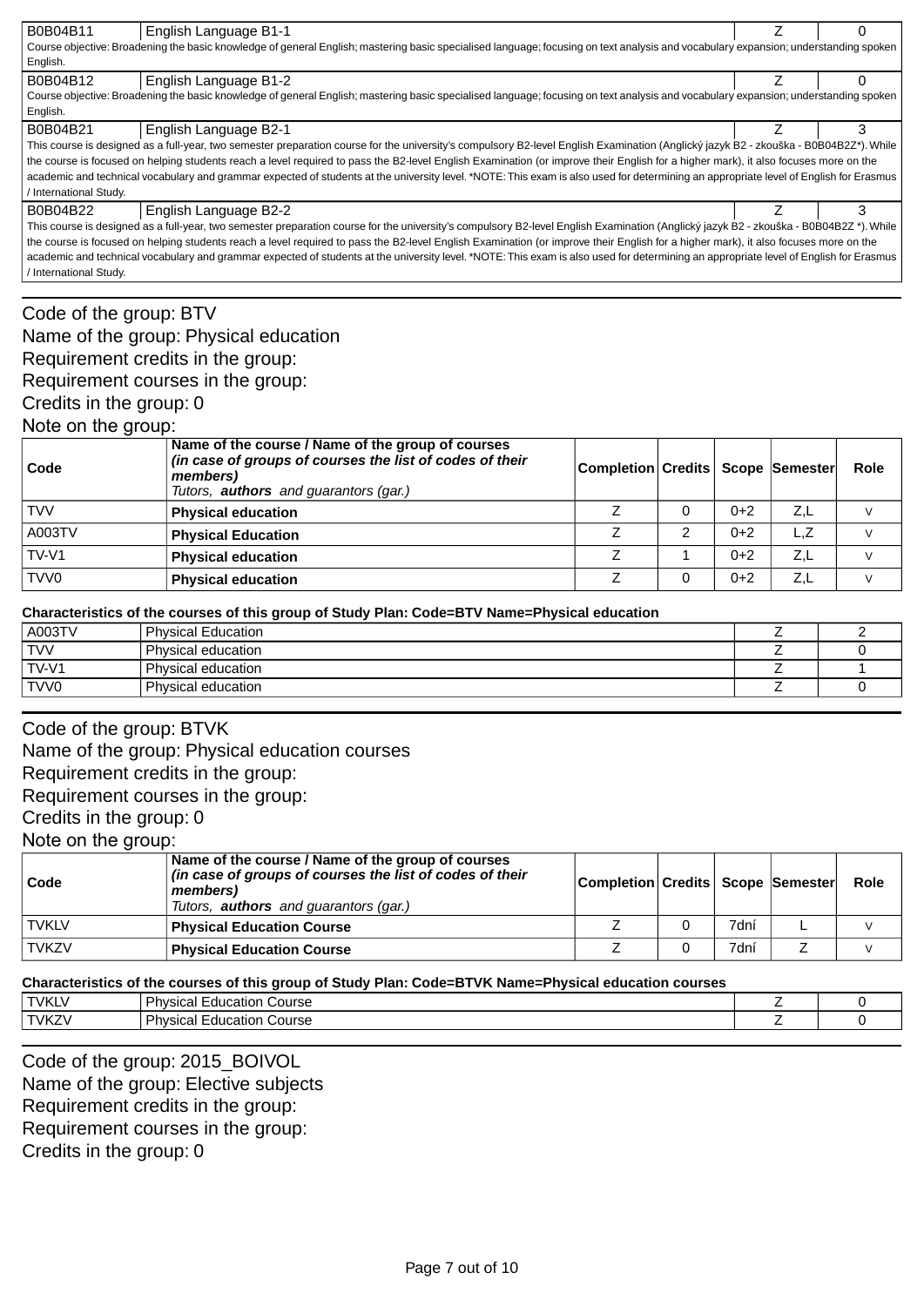| B0B04B11 | English Language B1-1 | Z | 0 |
|---|---|---|---|
| Course objective: Broadening the basic knowledge of general English; mastering basic specialised language; focusing on text analysis and vocabulary expansion; understanding spoken English. | | | |
| B0B04B12 | English Language B1-2 | Z | 0 |
| Course objective: Broadening the basic knowledge of general English; mastering basic specialised language; focusing on text analysis and vocabulary expansion; understanding spoken English. | | | |
| B0B04B21 | English Language B2-1 | Z | 3 |
| This course is designed as a full-year, two semester preparation course for the university's compulsory B2-level English Examination (Anglický jazyk B2 - zkouška - B0B04B2Z*). While the course is focused on helping students reach a level required to pass the B2-level English Examination (or improve their English for a higher mark), it also focuses more on the academic and technical vocabulary and grammar expected of students at the university level. *NOTE: This exam is also used for determining an appropriate level of English for Erasmus / International Study. | | | |
| B0B04B22 | English Language B2-2 | Z | 3 |
| This course is designed as a full-year, two semester preparation course for the university's compulsory B2-level English Examination (Anglický jazyk B2 - zkouška - B0B04B2Z *). While the course is focused on helping students reach a level required to pass the B2-level English Examination (or improve their English for a higher mark), it also focuses more on the academic and technical vocabulary and grammar expected of students at the university level. *NOTE: This exam is also used for determining an appropriate level of English for Erasmus / International Study. | | | |

Code of the group: BTV
Name of the group: Physical education
Requirement credits in the group:
Requirement courses in the group:
Credits in the group: 0
Note on the group:

| Code | Name of the course / Name of the group of courses *(in case of groups of courses the list of codes of their members)* *Tutors, **authors** and guarantors (gar.)* | Completion | Credits | Scope | Semester | Role |
|---|---|---|---|---|---|---|
| TVV | **Physical education** | Z | 0 | 0+2 | Z,L | V |
| A003TV | **Physical Education** | Z | 2 | 0+2 | L,Z | V |
| TV-V1 | **Physical education** | Z | 1 | 0+2 | Z,L | V |
| TVV0 | **Physical education** | Z | 0 | 0+2 | Z,L | V |

**Characteristics of the courses of this group of Study Plan: Code=BTV Name=Physical education**

| A003TV | Physical Education | Z | 2 |
|---|---|---|---|
| TVV | Physical education | Z | 0 |
| TV-V1 | Physical education | Z | 1 |
| TVV0 | Physical education | Z | 0 |

Code of the group: BTVK
Name of the group: Physical education courses
Requirement credits in the group:
Requirement courses in the group:
Credits in the group: 0
Note on the group:

| Code | Name of the course / Name of the group of courses *(in case of groups of courses the list of codes of their members)* *Tutors, **authors** and guarantors (gar.)* | Completion | Credits | Scope | Semester | Role |
|---|---|---|---|---|---|---|
| TVKLV | **Physical Education Course** | Z | 0 | 7dní | L | V |
| TVKZV | **Physical Education Course** | Z | 0 | 7dní | Z | V |

**Characteristics of the courses of this group of Study Plan: Code=BTVK Name=Physical education courses**

| TVKLV | Physical Education Course | Z | 0 |
|---|---|---|---|
| TVKZV | Physical Education Course | Z | 0 |

Code of the group: 2015_BOIVOL
Name of the group: Elective subjects
Requirement credits in the group:
Requirement courses in the group:
Credits in the group: 0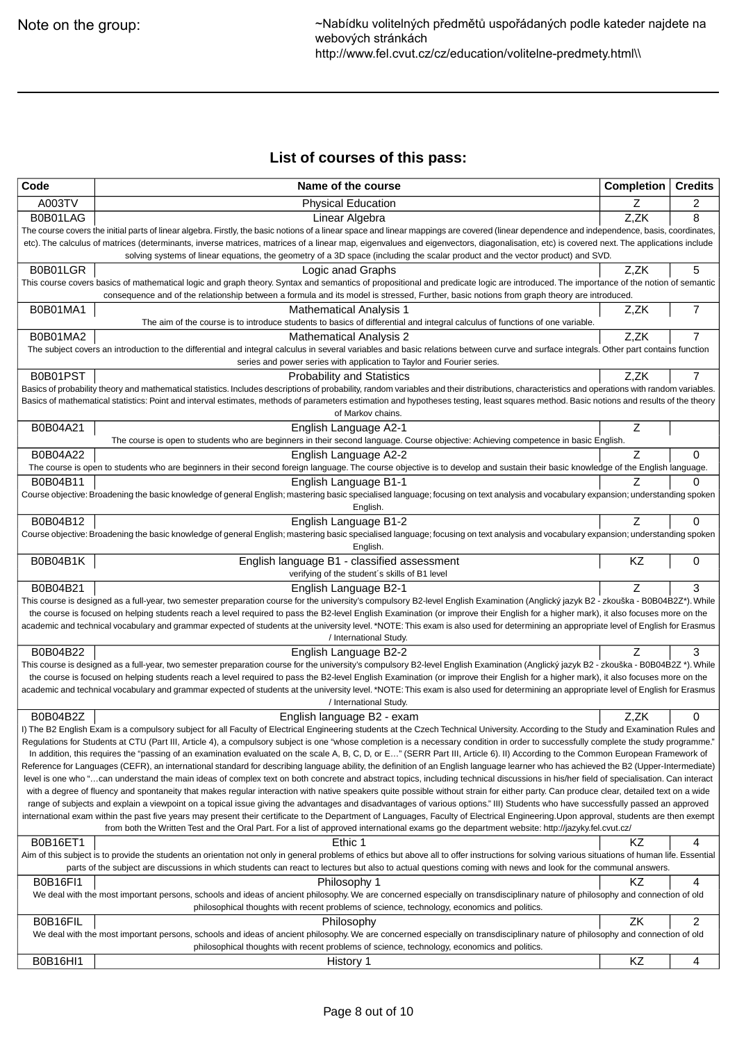| Note on the group: | ~Nabídku volitelných předmětů uspořádaných podle kateder najdete na webových stránkách http://www.fel.cvut.cz/cz/education/volitelne-predmety.html\\ |
|---|---|

## List of courses of this pass:

| Code | Name of the course | Completion | Credits |
|---|---|---|---|
| A003TV | Physical Education | Z | 2 |
| B0B01LAG | Linear Algebra | Z,ZK | 8 |
| The course covers the initial parts of linear algebra. Firstly, the basic notions of a linear space and linear mappings are covered (linear dependence and independence, basis, coordinates, etc). The calculus of matrices (determinants, inverse matrices, matrices of a linear map, eigenvalues and eigenvectors, diagonalisation, etc) is covered next. The applications include solving systems of linear equations, the geometry of a 3D space (including the scalar product and the vector product) and SVD. | | | |
| B0B01LGR | Logic anad Graphs | Z,ZK | 5 |
| This course covers basics of mathematical logic and graph theory. Syntax and semantics of propositional and predicate logic are introduced. The importance of the notion of semantic consequence and of the relationship between a formula and its model is stressed, Further, basic notions from graph theory are introduced. | | | |
| B0B01MA1 | Mathematical Analysis 1 | Z,ZK | 7 |
| The aim of the course is to introduce students to basics of differential and integral calculus of functions of one variable. | | | |
| B0B01MA2 | Mathematical Analysis 2 | Z,ZK | 7 |
| The subject covers an introduction to the differential and integral calculus in several variables and basic relations between curve and surface integrals. Other part contains function series and power series with application to Taylor and Fourier series. | | | |
| B0B01PST | Probability and Statistics | Z,ZK | 7 |
| Basics of probability theory and mathematical statistics. Includes descriptions of probability, random variables and their distributions, characteristics and operations with random variables. Basics of mathematical statistics: Point and interval estimates, methods of parameters estimation and hypotheses testing, least squares method. Basic notions and results of the theory of Markov chains. | | | |
| B0B04A21 | English Language A2-1 | Z | |
| The course is open to students who are beginners in their second language. Course objective: Achieving competence in basic English. | | | |
| B0B04A22 | English Language A2-2 | Z | 0 |
| The course is open to students who are beginners in their second foreign language. The course objective is to develop and sustain their basic knowledge of the English language. | | | |
| B0B04B11 | English Language B1-1 | Z | 0 |
| Course objective: Broadening the basic knowledge of general English; mastering basic specialised language; focusing on text analysis and vocabulary expansion; understanding spoken English. | | | |
| B0B04B12 | English Language B1-2 | Z | 0 |
| Course objective: Broadening the basic knowledge of general English; mastering basic specialised language; focusing on text analysis and vocabulary expansion; understanding spoken English. | | | |
| B0B04B1K | English language B1 - classified assessment | KZ | 0 |
| verifying of the student´s skills of B1 level | | | |
| B0B04B21 | English Language B2-1 | Z | 3 |
| This course is designed as a full-year, two semester preparation course for the university's compulsory B2-level English Examination (Anglický jazyk B2 - zkouška - B0B04B2Z*). While the course is focused on helping students reach a level required to pass the B2-level English Examination (or improve their English for a higher mark), it also focuses more on the academic and technical vocabulary and grammar expected of students at the university level. *NOTE: This exam is also used for determining an appropriate level of English for Erasmus / International Study. | | | |
| B0B04B22 | English Language B2-2 | Z | 3 |
| This course is designed as a full-year, two semester preparation course for the university's compulsory B2-level English Examination (Anglický jazyk B2 - zkouška - B0B04B2Z *). While the course is focused on helping students reach a level required to pass the B2-level English Examination (or improve their English for a higher mark), it also focuses more on the academic and technical vocabulary and grammar expected of students at the university level. *NOTE: This exam is also used for determining an appropriate level of English for Erasmus / International Study. | | | |
| B0B04B2Z | English language B2 - exam | Z,ZK | 0 |
| I) The B2 English Exam is a compulsory subject for all Faculty of Electrical Engineering students at the Czech Technical University. According to the Study and Examination Rules and Regulations for Students at CTU (Part III, Article 4), a compulsory subject is one "whose completion is a necessary condition in order to successfully complete the study programme." In addition, this requires the "passing of an examination evaluated on the scale A, B, C, D, or E…" (SERR Part III, Article 6). II) According to the Common European Framework of Reference for Languages (CEFR), an international standard for describing language ability, the definition of an English language learner who has achieved the B2 (Upper-Intermediate) level is one who "…can understand the main ideas of complex text on both concrete and abstract topics, including technical discussions in his/her field of specialisation. Can interact with a degree of fluency and spontaneity that makes regular interaction with native speakers quite possible without strain for either party. Can produce clear, detailed text on a wide range of subjects and explain a viewpoint on a topical issue giving the advantages and disadvantages of various options." III) Students who have successfully passed an approved international exam within the past five years may present their certificate to the Department of Languages, Faculty of Electrical Engineering.Upon approval, students are then exempt from both the Written Test and the Oral Part. For a list of approved international exams go the department website: http://jazyky.fel.cvut.cz/ | | | |
| B0B16ET1 | Ethic 1 | KZ | 4 |
| Aim of this subject is to provide the students an orientation not only in general problems of ethics but above all to offer instructions for solving various situations of human life. Essential parts of the subject are discussions in which students can react to lectures but also to actual questions coming with news and look for the communal answers. | | | |
| B0B16FI1 | Philosophy 1 | KZ | 4 |
| We deal with the most important persons, schools and ideas of ancient philosophy. We are concerned especially on transdisciplinary nature of philosophy and connection of old philosophical thoughts with recent problems of science, technology, economics and politics. | | | |
| B0B16FIL | Philosophy | ZK | 2 |
| We deal with the most important persons, schools and ideas of ancient philosophy. We are concerned especially on transdisciplinary nature of philosophy and connection of old philosophical thoughts with recent problems of science, technology, economics and politics. | | | |
| B0B16HI1 | History 1 | KZ | 4 |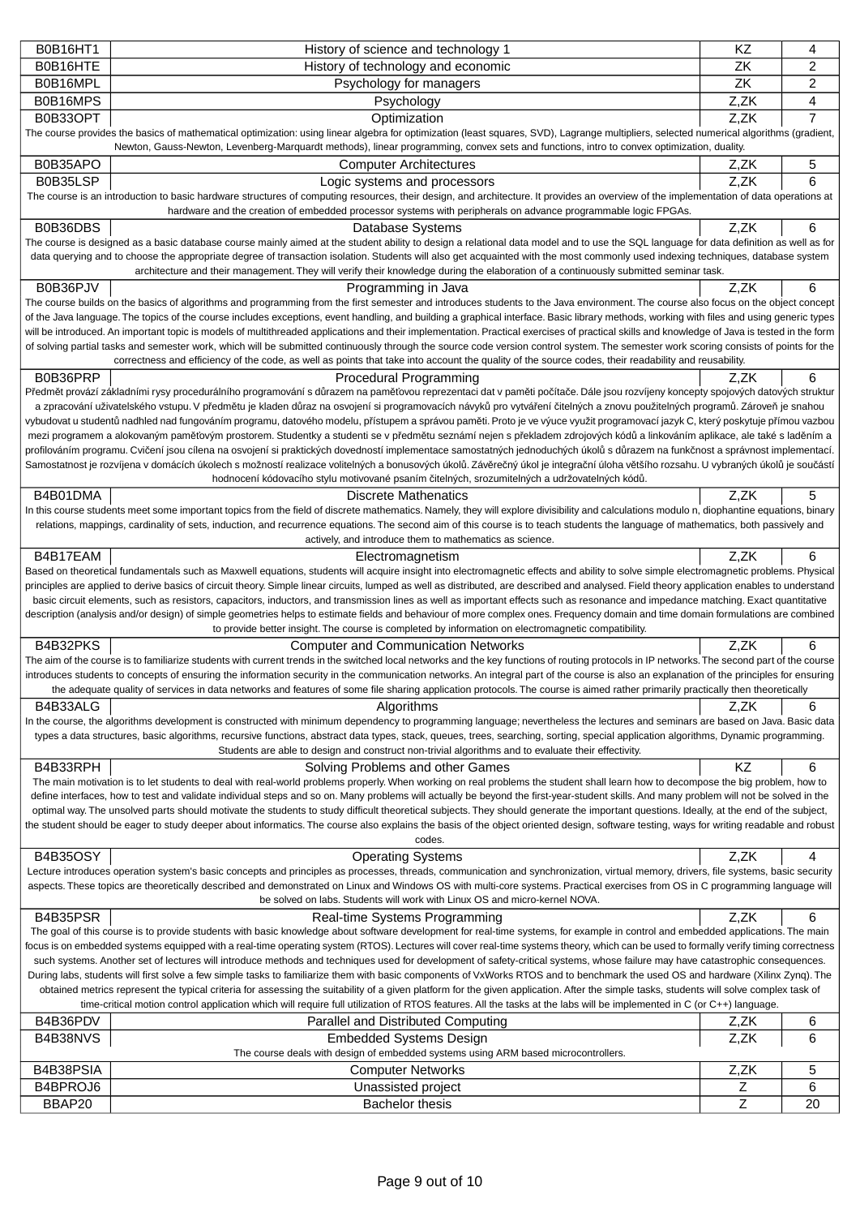| Code | Course | Completion | Credits |
|---|---|---|---|
| B0B16HT1 | History of science and technology 1 | KZ | 4 |
| B0B16HTE | History of technology and economic | ZK | 2 |
| B0B16MPL | Psychology for managers | ZK | 2 |
| B0B16MPS | Psychology | Z,ZK | 4 |
| B0B33OPT | Optimization | Z,ZK | 7 |
| The course provides the basics of mathematical optimization: using linear algebra for optimization (least squares, SVD), Lagrange multipliers, selected numerical algorithms (gradient, Newton, Gauss-Newton, Levenberg-Marquardt methods), linear programming, convex sets and functions, intro to convex optimization, duality. | | | |
| B0B35APO | Computer Architectures | Z,ZK | 5 |
| B0B35LSP | Logic systems and processors | Z,ZK | 6 |
| The course is an introduction to basic hardware structures of computing resources, their design, and architecture. It provides an overview of the implementation of data operations at hardware and the creation of embedded processor systems with peripherals on advance programmable logic FPGAs. | | | |
| B0B36DBS | Database Systems | Z,ZK | 6 |
| The course is designed as a basic database course mainly aimed at the student ability to design a relational data model and to use the SQL language for data definition as well as for data querying and to choose the appropriate degree of transaction isolation. Students will also get acquainted with the most commonly used indexing techniques, database system architecture and their management. They will verify their knowledge during the elaboration of a continuously submitted seminar task. | | | |
| B0B36PJV | Programming in Java | Z,ZK | 6 |
| The course builds on the basics of algorithms and programming from the first semester and introduces students to the Java environment. The course also focus on the object concept of the Java language. The topics of the course includes exceptions, event handling, and building a graphical interface. Basic library methods, working with files and using generic types will be introduced. An important topic is models of multithreaded applications and their implementation. Practical exercises of practical skills and knowledge of Java is tested in the form of solving partial tasks and semester work, which will be submitted continuously through the source code version control system. The semester work scoring consists of points for the correctness and efficiency of the code, as well as points that take into account the quality of the source codes, their readability and reusability. | | | |
| B0B36PRP | Procedural Programming | Z,ZK | 6 |
| Předmět provází základními rysy procedurálního programování s důrazem na paměťovou reprezentaci dat v paměti počítače. Dále jsou rozvíjeny koncepty datových struktur a zpracování uživatelského vstupu. V předmětu je kladen důraz na osvojení si programovacích návyků pro vytváření čitelných a znovu použitelných programů. Zároveň je snahou vybudovat u studentů nadhled nad fungováním programu, datového modelu, přístupem a správou paměti. Proto je ve výuce využit programovací jazyk C, který poskytuje přímou vazbou mezi programem a alokovaným paměťovým prostorem. Studentky a studenti se v předmětu seznámí nejen s překladem zdrojových kódů a linkováním aplikace, ale také s laděním a profilováním programu. Cvičení jsou cílena na osvojení si praktických dovedností implementace samostatných jednoduchých úkolů s důrazem na funkčnost a správnost implementací. Samostatnost je rozvíjena v domácích úkolech s možností realizace volitelných a bonusových úkolů. Závěrečný úkol je integrační úloha většího rozsahu. U vybraných úkolů je součástí hodnocení kódovacího stylu motivované psaním čitelných, srozumitelných a udržovatelných kódů. | | | |
| B4B01DMA | Discrete Mathematics | Z,ZK | 5 |
| In this course students meet some important topics from the field of discrete mathematics. Namely, they will explore divisibility and calculations modulo n, diophantine equations, binary relations, mappings, cardinality of sets, induction, and recurrence equations. The second aim of this course is to teach students the language of mathematics, both passively and actively, and introduce them to mathematics as science. | | | |
| B4B17EAM | Electromagnetism | Z,ZK | 6 |
| Based on theoretical fundamentals such as Maxwell equations, students will acquire insight into electromagnetic effects and ability to solve simple electromagnetic problems. Physical principles are applied to derive basics of circuit theory. Simple linear circuits, lumped as well as distributed, are described and analysed. Field theory application enables to understand basic circuit elements, such as resistors, capacitors, inductors, and transmission lines as well as important effects such as resonance and impedance matching. Exact quantitative description (analysis and/or design) of simple geometries helps to estimate fields and behaviour of more complex ones. Frequency domain and time domain formulations are combined to provide better insight. The course is completed by information on electromagnetic compatibility. | | | |
| B4B32PKS | Computer and Communication Networks | Z,ZK | 6 |
| The aim of the course is to familiarize students with current trends in the switched local networks and the key functions of routing protocols in IP networks. The second part of the course introduces students to concepts of ensuring the information security in the communication networks. An integral part of the course is also an explanation of the principles for ensuring the adequate quality of services in data networks and features of some file sharing application protocols. The course is aimed rather primarily practically then theoretically | | | |
| B4B33ALG | Algorithms | Z,ZK | 6 |
| In the course, the algorithms development is constructed with minimum dependency to programming language; nevertheless the lectures and seminars are based on Java. Basic data types a data structures, basic algorithms, recursive functions, abstract data types, stack, queues, trees, searching, sorting, special application algorithms, Dynamic programming. Students are able to design and construct non-trivial algorithms and to evaluate their effectivity. | | | |
| B4B33RPH | Solving Problems and other Games | KZ | 6 |
| The main motivation is to let students to deal with real-world problems properly. When working on real problems the student shall learn how to decompose the big problem, how to define interfaces, how to test and validate individual steps and so on. Many problems will actually be beyond the first-year-student skills. And many problem will not be solved in the optimal way. The unsolved parts should motivate the students to study difficult theoretical subjects. They should generate the important questions. Ideally, at the end of the subject, the student should be eager to study deeper about informatics. The course also explains the basis of the object oriented design, software testing, ways for writing readable and robust codes. | | | |
| B4B35OSY | Operating Systems | Z,ZK | 4 |
| Lecture introduces operation system's basic concepts and principles as processes, threads, communication and synchronization, virtual memory, drivers, file systems, basic security aspects. These topics are theoretically described and demonstrated on Linux and Windows OS with multi-core systems. Practical exercises from OS in C programming language will be solved on labs. Students will work with Linux OS and micro-kernel NOVA. | | | |
| B4B35PSR | Real-time Systems Programming | Z,ZK | 6 |
| The goal of this course is to provide students with basic knowledge about software development for real-time systems, for example in control and embedded applications. The main focus is on embedded systems equipped with a real-time operating system (RTOS). Lectures will cover real-time systems theory, which can be used to formally verify timing correctness such systems. Another set of lectures will introduce methods and techniques used for development of safety-critical systems, whose failure may have catastrophic consequences. During labs, students will first solve a few simple tasks to familiarize them with basic components of VxWorks RTOS and to benchmark the used OS and hardware (Xilinx Zynq). The obtained metrics represent the typical criteria for assessing the suitability of a given platform for the given application. After the simple tasks, students will solve complex task of time-critical motion control application which will require full utilization of RTOS features. All the tasks at the labs will be implemented in C (or C++) language. | | | |
| B4B36PDV | Parallel and Distributed Computing | Z,ZK | 6 |
| B4B38NVS | Embedded Systems Design | Z,ZK | 6 |
| The course deals with design of embedded systems using ARM based microcontrollers. | | | |
| B4B38PSIA | Computer Networks | Z,ZK | 5 |
| B4BPROJ6 | Unassisted project | Z | 6 |
| BBAP20 | Bachelor thesis | Z | 20 |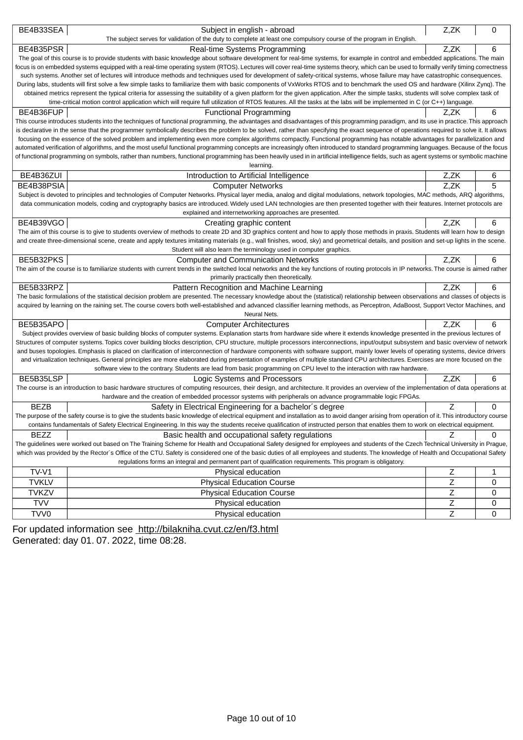| | | | |
|---|---|---|---|
| BE4B33SEA | Subject in english - abroad | Z,ZK | 0 |
| The subject serves for validation of the duty to complete at least one compulsory course of the program in English. | | | |
| BE4B35PSR | Real-time Systems Programming | Z,ZK | 6 |
| The goal of this course is to provide students with basic knowledge about software development for real-time systems, for example in control and embedded applications. The main focus is on embedded systems equipped with a real-time operating system (RTOS). Lectures will cover real-time systems theory, which can be used to formally verify timing correctness such systems. Another set of lectures will introduce methods and techniques used for development of safety-critical systems, whose failure may have catastrophic consequences. During labs, students will first solve a few simple tasks to familiarize them with basic components of VxWorks RTOS and to benchmark the used OS and hardware (Xilinx Zynq). The obtained metrics represent the typical criteria for assessing the suitability of a given platform for the given application. After the simple tasks, students will solve complex task of time-critical motion control application which will require full utilization of RTOS features. All the tasks at the labs will be implemented in C (or C++) language. | | | |
| BE4B36FUP | Functional Programming | Z,ZK | 6 |
| This course introduces students into the techniques of functional programming, the advantages and disadvantages of this programming paradigm, and its use in practice. This approach is declarative in the sense that the programmer symbolically describes the problem to be solved, rather than specifying the exact sequence of operations required to solve it. It allows focusing on the essence of the solved problem and implementing even more complex algorithms compactly. Functional programming has notable advantages for parallelization and automated verification of algorithms, and the most useful functional programming concepts are increasingly often introduced to standard programming languages. Because of the focus of functional programming on symbols, rather than numbers, functional programming has been heavily used in in artificial intelligence fields, such as agent systems or symbolic machine learning. | | | |
| BE4B36ZUI | Introduction to Artificial Intelligence | Z,ZK | 6 |
| BE4B38PSIA | Computer Networks | Z,ZK | 5 |
| Subject is devoted to principles and technologies of Computer Networks. Physical layer media, analog and digital modulations, network topologies, MAC methods, ARQ algorithms, data communication models, coding and cryptography basics are introduced. Widely used LAN technologies are then presented together with their features. Internet protocols are explained and internetworking approaches are presented. | | | |
| BE4B39VGO | Creating graphic content | Z,ZK | 6 |
| The aim of this course is to give to students overview of methods to create 2D and 3D graphics content and how to apply those methods in praxis. Students will learn how to design and create three-dimensional scene, create and apply textures imitating materials (e.g., wall finishes, wood, sky) and geometrical details, and position and set-up lights in the scene. Student will also learn the terminology used in computer graphics. | | | |
| BE5B32PKS | Computer and Communication Networks | Z,ZK | 6 |
| The aim of the course is to familiarize students with current trends in the switched local networks and the key functions of routing protocols in IP networks. The course is aimed rather primarily practically then theoretically. | | | |
| BE5B33RPZ | Pattern Recognition and Machine Learning | Z,ZK | 6 |
| The basic formulations of the statistical decision problem are presented. The necessary knowledge about the (statistical) relationship between observations and classes of objects is acquired by learning on the raining set. The course covers both well-established and advanced classifier learning methods, as Perceptron, AdaBoost, Support Vector Machines, and Neural Nets. | | | |
| BE5B35APO | Computer Architectures | Z,ZK | 6 |
| Subject provides overview of basic building blocks of computer systems. Explanation starts from hardware side where it extends knowledge presented in the previous lectures of Structures of computer systems. Topics cover building blocks description, CPU structure, multiple processors interconnections, input/output subsystem and basic overview of network and buses topologies. Emphasis is placed on clarification of interconnection of hardware components with software support, mainly lower levels of operating systems, device drivers and virtualization techniques. General principles are more elaborated during presentation of examples of multiple standard CPU architectures. Exercises are more focused on the software view to the contrary. Students are lead from basic programming on CPU level to the interaction with raw hardware. | | | |
| BE5B35LSP | Logic Systems and Processors | Z,ZK | 6 |
| The course is an introduction to basic hardware structures of computing resources, their design, and architecture. It provides an overview of the implementation of data operations at hardware and the creation of embedded processor systems with peripherals on advance programmable logic FPGAs. | | | |
| BEZB | Safety in Electrical Engineering for a bachelor´s degree | Z | 0 |
| The purpose of the safety course is to give the students basic knowledge of electrical equipment and installation as to avoid danger arising from operation of it. This introductory course contains fundamentals of Safety Electrical Engineering. In this way the students receive qualification of instructed person that enables them to work on electrical equipment. | | | |
| BEZZ | Basic health and occupational safety regulations | Z | 0 |
| The guidelines were worked out based on The Training Scheme for Health and Occupational Safety designed for employees and students of the Czech Technical University in Prague, which was provided by the Rector´s Office of the CTU. Safety is considered one of the basic duties of all employees and students. The knowledge of Health and Occupational Safety regulations forms an integral and permanent part of qualification requirements. This program is obligatory. | | | |
| TV-V1 | Physical education | Z | 1 |
| TVKLV | Physical Education Course | Z | 0 |
| TVKZV | Physical Education Course | Z | 0 |
| TVV | Physical education | Z | 0 |
| TVV0 | Physical education | Z | 0 |

For updated information see http://bilakniha.cvut.cz/en/f3.html
Generated: day 01. 07. 2022, time 08:28.